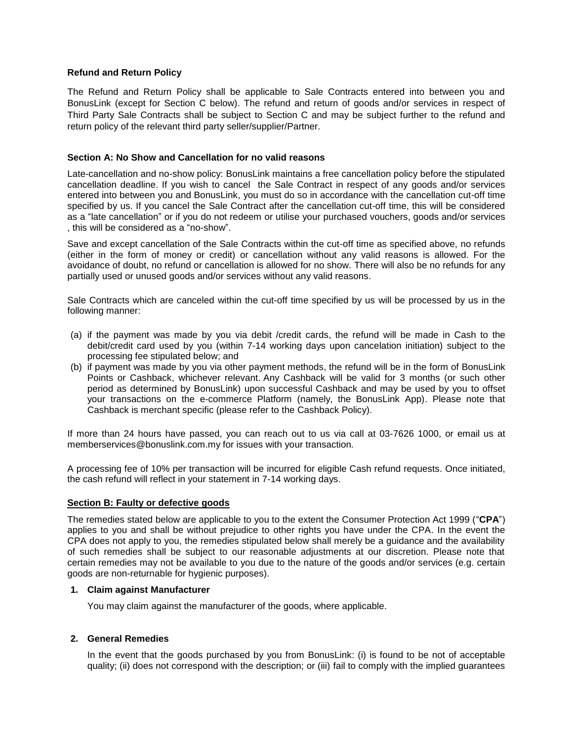**Refund and Return Policy**

The Refund and Return Policy shall be applicable to Sale Contracts entered into between you and BonusLink (except for Section C below). The refund and return of goods and/or services in respect of Third Party Sale Contracts shall be subject to Section C and may be subject further to the refund and return policy of the relevant third party seller/supplier/Partner.

**Section A: No Show and Cancellation for no valid reasons**

Late-cancellation and no-show policy: BonusLink maintains a free cancellation policy before the stipulated cancellation deadline. If you wish to cancel the Sale Contract in respect of any goods and/or services entered into between you and BonusLink, you must do so in accordance with the cancellation cut-off time specified by us. If you cancel the Sale Contract after the cancellation cut-off time, this will be considered as a "late cancellation" or if you do not redeem or utilise your purchased vouchers, goods and/or services , this will be considered as a "no-show".

Save and except cancellation of the Sale Contracts within the cut-off time as specified above, no refunds (either in the form of money or credit) or cancellation without any valid reasons is allowed. For the avoidance of doubt, no refund or cancellation is allowed for no show. There will also be no refunds for any partially used or unused goods and/or services without any valid reasons.

Sale Contracts which are canceled within the cut-off time specified by us will be processed by us in the following manner:

(a) if the payment was made by you via debit /credit cards, the refund will be made in Cash to the debit/credit card used by you (within 7-14 working days upon cancelation initiation) subject to the processing fee stipulated below; and
(b) if payment was made by you via other payment methods, the refund will be in the form of BonusLink Points or Cashback, whichever relevant. Any Cashback will be valid for 3 months (or such other period as determined by BonusLink) upon successful Cashback and may be used by you to offset your transactions on the e-commerce Platform (namely, the BonusLink App). Please note that Cashback is merchant specific (please refer to the Cashback Policy).

If more than 24 hours have passed, you can reach out to us via call at 03-7626 1000, or email us at memberservices@bonuslink.com.my for issues with your transaction.

A processing fee of 10% per transaction will be incurred for eligible Cash refund requests. Once initiated, the cash refund will reflect in your statement in 7-14 working days.

**Section B: Faulty or defective goods**

The remedies stated below are applicable to you to the extent the Consumer Protection Act 1999 ("**CPA**") applies to you and shall be without prejudice to other rights you have under the CPA. In the event the CPA does not apply to you, the remedies stipulated below shall merely be a guidance and the availability of such remedies shall be subject to our reasonable adjustments at our discretion. Please note that certain remedies may not be available to you due to the nature of the goods and/or services (e.g. certain goods are non-returnable for hygienic purposes).

**1. Claim against Manufacturer**

You may claim against the manufacturer of the goods, where applicable.

**2. General Remedies**

In the event that the goods purchased by you from BonusLink: (i) is found to be not of acceptable quality; (ii) does not correspond with the description; or (iii) fail to comply with the implied guarantees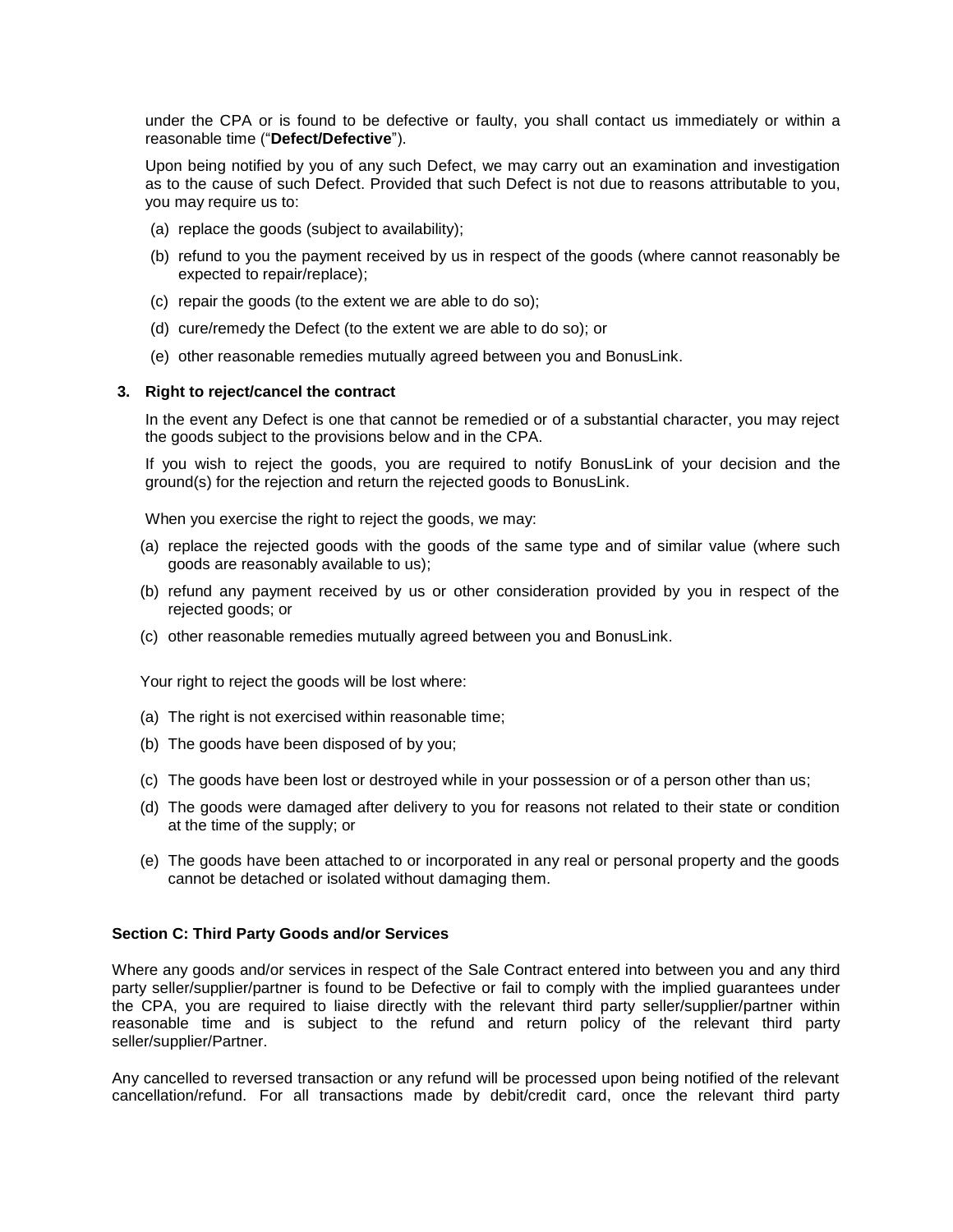under the CPA or is found to be defective or faulty, you shall contact us immediately or within a reasonable time ("**Defect/Defective**").

Upon being notified by you of any such Defect, we may carry out an examination and investigation as to the cause of such Defect. Provided that such Defect is not due to reasons attributable to you, you may require us to:

(a) replace the goods (subject to availability);

(b) refund to you the payment received by us in respect of the goods (where cannot reasonably be expected to repair/replace);

(c) repair the goods (to the extent we are able to do so);

(d) cure/remedy the Defect (to the extent we are able to do so); or

(e) other reasonable remedies mutually agreed between you and BonusLink.

**3. Right to reject/cancel the contract**

In the event any Defect is one that cannot be remedied or of a substantial character, you may reject the goods subject to the provisions below and in the CPA.

If you wish to reject the goods, you are required to notify BonusLink of your decision and the ground(s) for the rejection and return the rejected goods to BonusLink.

When you exercise the right to reject the goods, we may:

(a) replace the rejected goods with the goods of the same type and of similar value (where such goods are reasonably available to us);

(b) refund any payment received by us or other consideration provided by you in respect of the rejected goods; or

(c) other reasonable remedies mutually agreed between you and BonusLink.

Your right to reject the goods will be lost where:

(a) The right is not exercised within reasonable time;

(b) The goods have been disposed of by you;

(c) The goods have been lost or destroyed while in your possession or of a person other than us;

(d) The goods were damaged after delivery to you for reasons not related to their state or condition at the time of the supply; or

(e) The goods have been attached to or incorporated in any real or personal property and the goods cannot be detached or isolated without damaging them.

**Section C: Third Party Goods and/or Services**

Where any goods and/or services in respect of the Sale Contract entered into between you and any third party seller/supplier/partner is found to be Defective or fail to comply with the implied guarantees under the CPA, you are required to liaise directly with the relevant third party seller/supplier/partner within reasonable time and is subject to the refund and return policy of the relevant third party seller/supplier/Partner.

Any cancelled to reversed transaction or any refund will be processed upon being notified of the relevant cancellation/refund. For all transactions made by debit/credit card, once the relevant third party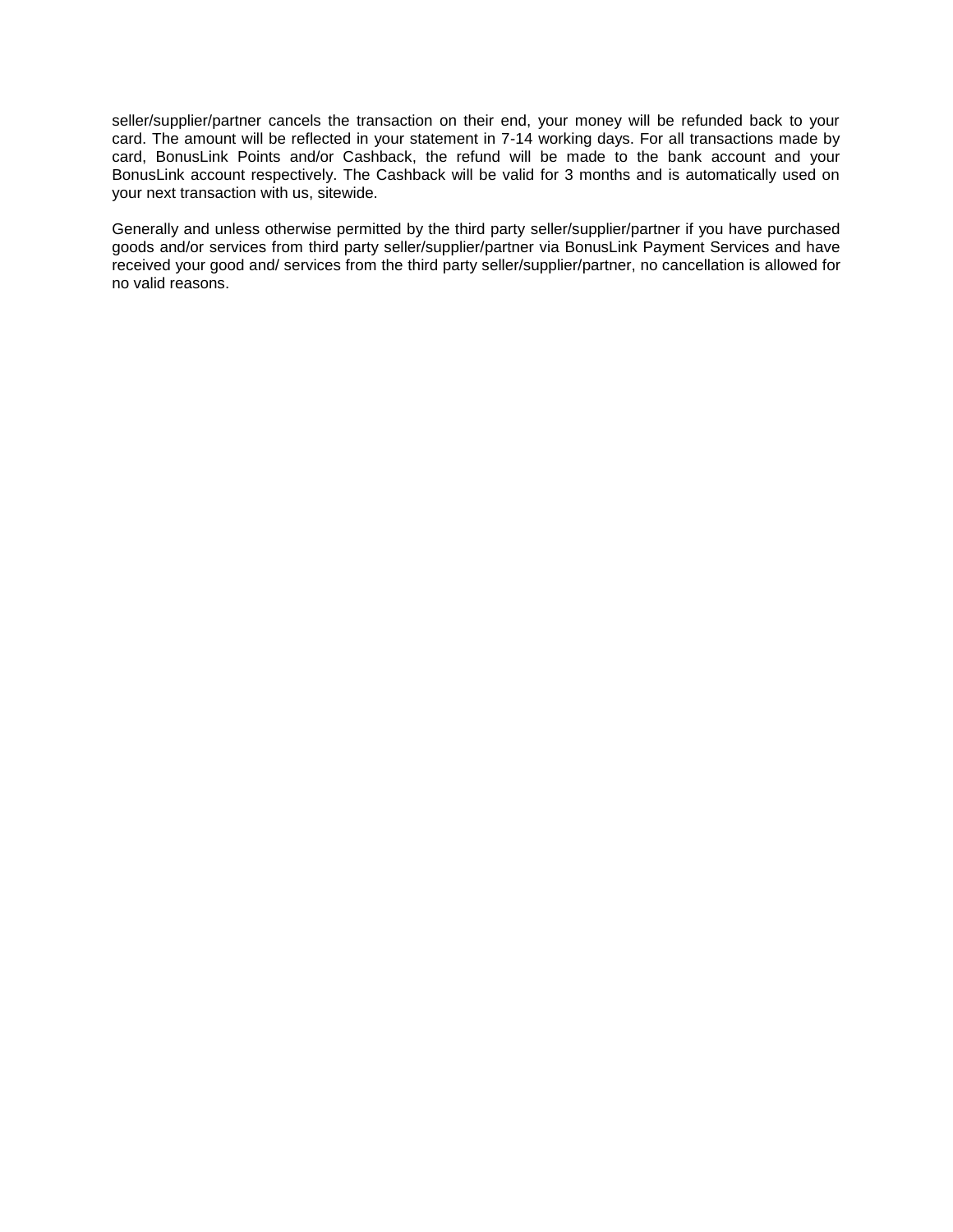seller/supplier/partner cancels the transaction on their end, your money will be refunded back to your card. The amount will be reflected in your statement in 7-14 working days. For all transactions made by card, BonusLink Points and/or Cashback, the refund will be made to the bank account and your BonusLink account respectively. The Cashback will be valid for 3 months and is automatically used on your next transaction with us, sitewide.

Generally and unless otherwise permitted by the third party seller/supplier/partner if you have purchased goods and/or services from third party seller/supplier/partner via BonusLink Payment Services and have received your good and/ services from the third party seller/supplier/partner, no cancellation is allowed for no valid reasons.